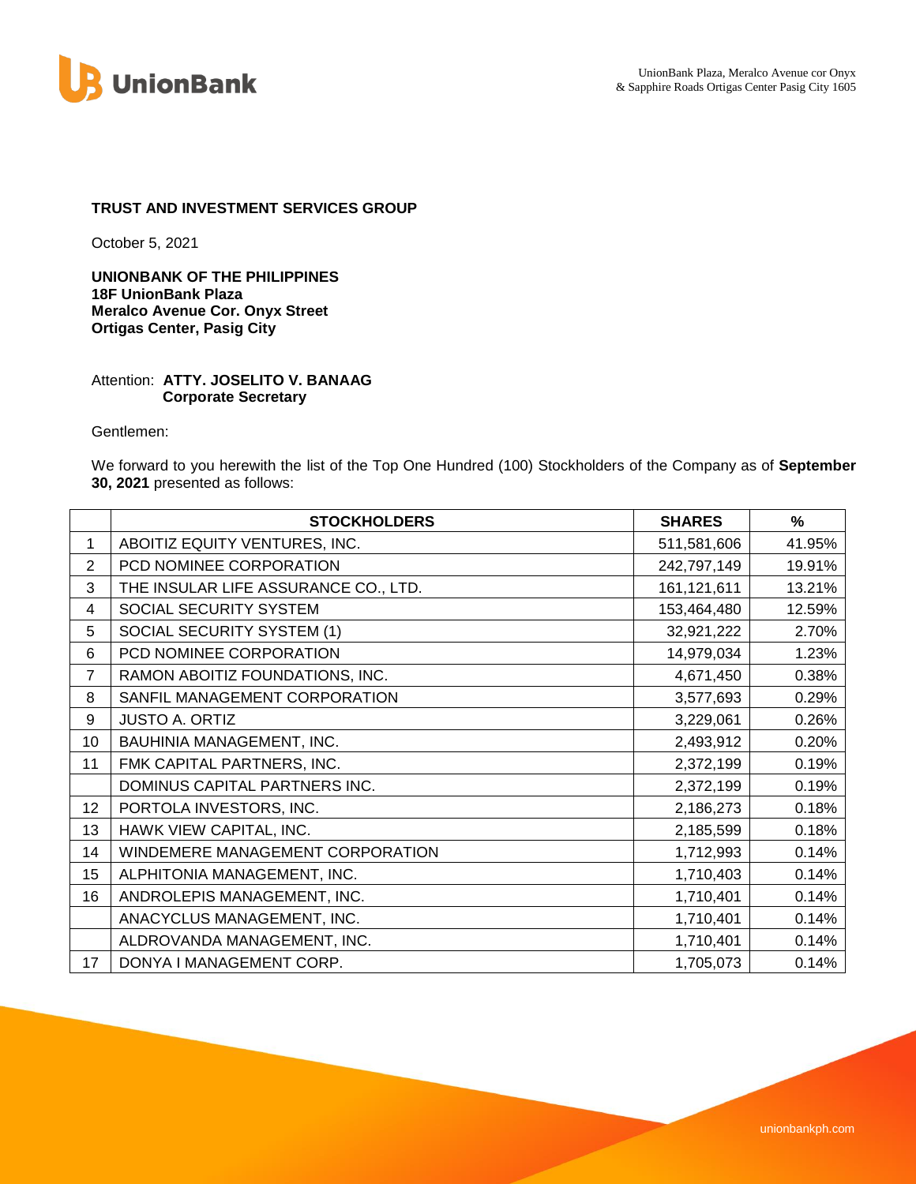UnionBank Plaza, Meralco Avenue cor Onyx & Sapphire Roads Ortigas Center Pasig City 1605

**TRUST AND INVESTMENT SERVICES GROUP**

October 5, 2021

**UNIONBANK OF THE PHILIPPINES**
**18F UnionBank Plaza**
**Meralco Avenue Cor. Onyx Street**
**Ortigas Center, Pasig City**

Attention: **ATTY. JOSELITO V. BANAAG**
**Corporate Secretary**

Gentlemen:

We forward to you herewith the list of the Top One Hundred (100) Stockholders of the Company as of **September 30, 2021** presented as follows:

| | STOCKHOLDERS | SHARES | % |
|---|---|---|---|
| 1 | ABOITIZ EQUITY VENTURES, INC. | 511,581,606 | 41.95% |
| 2 | PCD NOMINEE CORPORATION | 242,797,149 | 19.91% |
| 3 | THE INSULAR LIFE ASSURANCE CO., LTD. | 161,121,611 | 13.21% |
| 4 | SOCIAL SECURITY SYSTEM | 153,464,480 | 12.59% |
| 5 | SOCIAL SECURITY SYSTEM (1) | 32,921,222 | 2.70% |
| 6 | PCD NOMINEE CORPORATION | 14,979,034 | 1.23% |
| 7 | RAMON ABOITIZ FOUNDATIONS, INC. | 4,671,450 | 0.38% |
| 8 | SANFIL MANAGEMENT CORPORATION | 3,577,693 | 0.29% |
| 9 | JUSTO A. ORTIZ | 3,229,061 | 0.26% |
| 10 | BAUHINIA MANAGEMENT, INC. | 2,493,912 | 0.20% |
| 11 | FMK CAPITAL PARTNERS, INC. | 2,372,199 | 0.19% |
| | DOMINUS CAPITAL PARTNERS INC. | 2,372,199 | 0.19% |
| 12 | PORTOLA INVESTORS, INC. | 2,186,273 | 0.18% |
| 13 | HAWK VIEW CAPITAL, INC. | 2,185,599 | 0.18% |
| 14 | WINDEMERE MANAGEMENT CORPORATION | 1,712,993 | 0.14% |
| 15 | ALPHITONIA MANAGEMENT, INC. | 1,710,403 | 0.14% |
| 16 | ANDROLEPIS MANAGEMENT, INC. | 1,710,401 | 0.14% |
| | ANACYCLUS MANAGEMENT, INC. | 1,710,401 | 0.14% |
| | ALDROVANDA MANAGEMENT, INC. | 1,710,401 | 0.14% |
| 17 | DONYA I MANAGEMENT CORP. | 1,705,073 | 0.14% |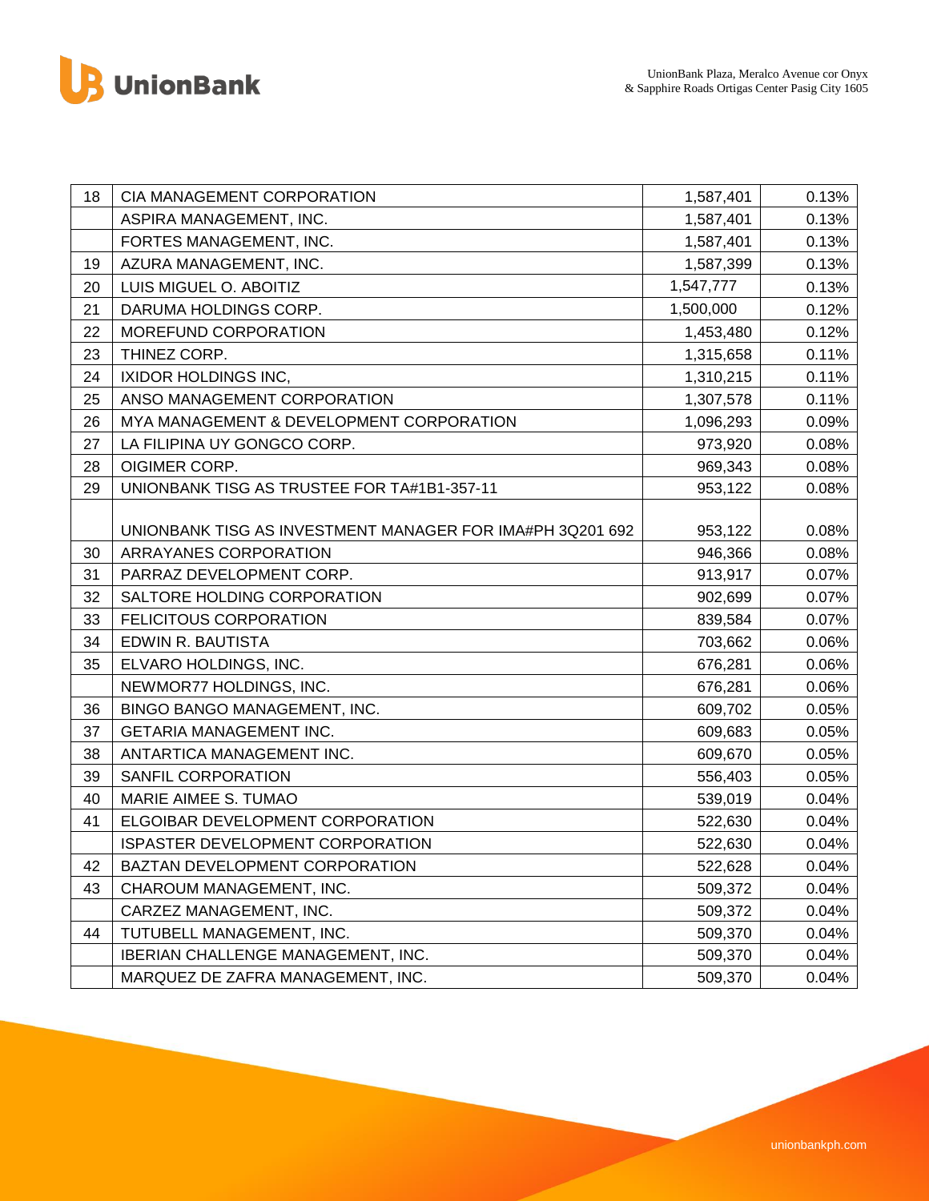| | | | |
|---|---|---|---|
| 18 | CIA MANAGEMENT CORPORATION | 1,587,401 | 0.13% |
| | ASPIRA MANAGEMENT, INC. | 1,587,401 | 0.13% |
| | FORTES MANAGEMENT, INC. | 1,587,401 | 0.13% |
| 19 | AZURA MANAGEMENT, INC. | 1,587,399 | 0.13% |
| 20 | LUIS MIGUEL O. ABOITIZ | 1,547,777 | 0.13% |
| 21 | DARUMA HOLDINGS CORP. | 1,500,000 | 0.12% |
| 22 | MOREFUND CORPORATION | 1,453,480 | 0.12% |
| 23 | THINEZ CORP. | 1,315,658 | 0.11% |
| 24 | IXIDOR HOLDINGS INC, | 1,310,215 | 0.11% |
| 25 | ANSO MANAGEMENT CORPORATION | 1,307,578 | 0.11% |
| 26 | MYA MANAGEMENT & DEVELOPMENT CORPORATION | 1,096,293 | 0.09% |
| 27 | LA FILIPINA UY GONGCO CORP. | 973,920 | 0.08% |
| 28 | OIGIMER CORP. | 969,343 | 0.08% |
| 29 | UNIONBANK TISG AS TRUSTEE FOR TA#1B1-357-11 | 953,122 | 0.08% |
| | UNIONBANK TISG AS INVESTMENT MANAGER FOR IMA#PH 3Q201 692 | 953,122 | 0.08% |
| 30 | ARRAYANES CORPORATION | 946,366 | 0.08% |
| 31 | PARRAZ DEVELOPMENT CORP. | 913,917 | 0.07% |
| 32 | SALTORE HOLDING CORPORATION | 902,699 | 0.07% |
| 33 | FELICITOUS CORPORATION | 839,584 | 0.07% |
| 34 | EDWIN R. BAUTISTA | 703,662 | 0.06% |
| 35 | ELVARO HOLDINGS, INC. | 676,281 | 0.06% |
| | NEWMOR77 HOLDINGS, INC. | 676,281 | 0.06% |
| 36 | BINGO BANGO MANAGEMENT, INC. | 609,702 | 0.05% |
| 37 | GETARIA MANAGEMENT INC. | 609,683 | 0.05% |
| 38 | ANTARTICA MANAGEMENT INC. | 609,670 | 0.05% |
| 39 | SANFIL CORPORATION | 556,403 | 0.05% |
| 40 | MARIE AIMEE S. TUMAO | 539,019 | 0.04% |
| 41 | ELGOIBAR DEVELOPMENT CORPORATION | 522,630 | 0.04% |
| | ISPASTER DEVELOPMENT CORPORATION | 522,630 | 0.04% |
| 42 | BAZTAN DEVELOPMENT CORPORATION | 522,628 | 0.04% |
| 43 | CHAROUM MANAGEMENT, INC. | 509,372 | 0.04% |
| | CARZEZ MANAGEMENT, INC. | 509,372 | 0.04% |
| 44 | TUTUBELL MANAGEMENT, INC. | 509,370 | 0.04% |
| | IBERIAN CHALLENGE MANAGEMENT, INC. | 509,370 | 0.04% |
| | MARQUEZ DE ZAFRA MANAGEMENT, INC. | 509,370 | 0.04% |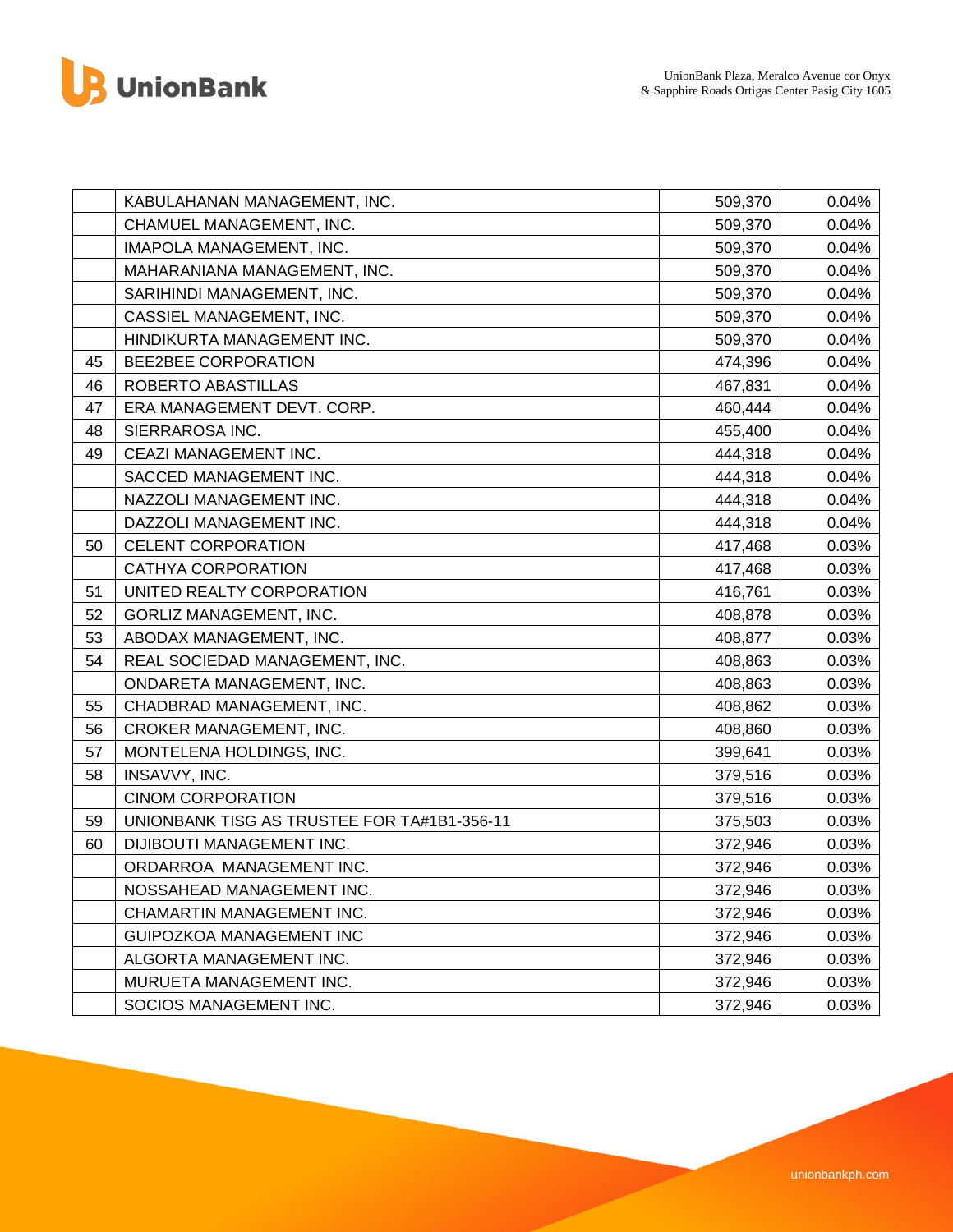| | | | |
|---|---|---|---|
| | KABULAHANAN MANAGEMENT, INC. | 509,370 | 0.04% |
| | CHAMUEL MANAGEMENT, INC. | 509,370 | 0.04% |
| | IMAPOLA MANAGEMENT, INC. | 509,370 | 0.04% |
| | MAHARANIANA MANAGEMENT, INC. | 509,370 | 0.04% |
| | SARIHINDI MANAGEMENT, INC. | 509,370 | 0.04% |
| | CASSIEL MANAGEMENT, INC. | 509,370 | 0.04% |
| | HINDIKURTA MANAGEMENT INC. | 509,370 | 0.04% |
| 45 | BEE2BEE CORPORATION | 474,396 | 0.04% |
| 46 | ROBERTO ABASTILLAS | 467,831 | 0.04% |
| 47 | ERA MANAGEMENT DEVT. CORP. | 460,444 | 0.04% |
| 48 | SIERRAROSA INC. | 455,400 | 0.04% |
| 49 | CEAZI MANAGEMENT INC. | 444,318 | 0.04% |
| | SACCED MANAGEMENT INC. | 444,318 | 0.04% |
| | NAZZOLI MANAGEMENT INC. | 444,318 | 0.04% |
| | DAZZOLI MANAGEMENT INC. | 444,318 | 0.04% |
| 50 | CELENT CORPORATION | 417,468 | 0.03% |
| | CATHYA CORPORATION | 417,468 | 0.03% |
| 51 | UNITED REALTY CORPORATION | 416,761 | 0.03% |
| 52 | GORLIZ MANAGEMENT, INC. | 408,878 | 0.03% |
| 53 | ABODAX MANAGEMENT, INC. | 408,877 | 0.03% |
| 54 | REAL SOCIEDAD MANAGEMENT, INC. | 408,863 | 0.03% |
| | ONDARETA MANAGEMENT, INC. | 408,863 | 0.03% |
| 55 | CHADBRAD MANAGEMENT, INC. | 408,862 | 0.03% |
| 56 | CROKER MANAGEMENT, INC. | 408,860 | 0.03% |
| 57 | MONTELENA HOLDINGS, INC. | 399,641 | 0.03% |
| 58 | INSAVVY, INC. | 379,516 | 0.03% |
| | CINOM CORPORATION | 379,516 | 0.03% |
| 59 | UNIONBANK TISG AS TRUSTEE FOR TA#1B1-356-11 | 375,503 | 0.03% |
| 60 | DIJIBOUTI MANAGEMENT INC. | 372,946 | 0.03% |
| | ORDARROA MANAGEMENT INC. | 372,946 | 0.03% |
| | NOSSAHEAD MANAGEMENT INC. | 372,946 | 0.03% |
| | CHAMARTIN MANAGEMENT INC. | 372,946 | 0.03% |
| | GUIPOZKOA MANAGEMENT INC | 372,946 | 0.03% |
| | ALGORTA MANAGEMENT INC. | 372,946 | 0.03% |
| | MURUETA MANAGEMENT INC. | 372,946 | 0.03% |
| | SOCIOS MANAGEMENT INC. | 372,946 | 0.03% |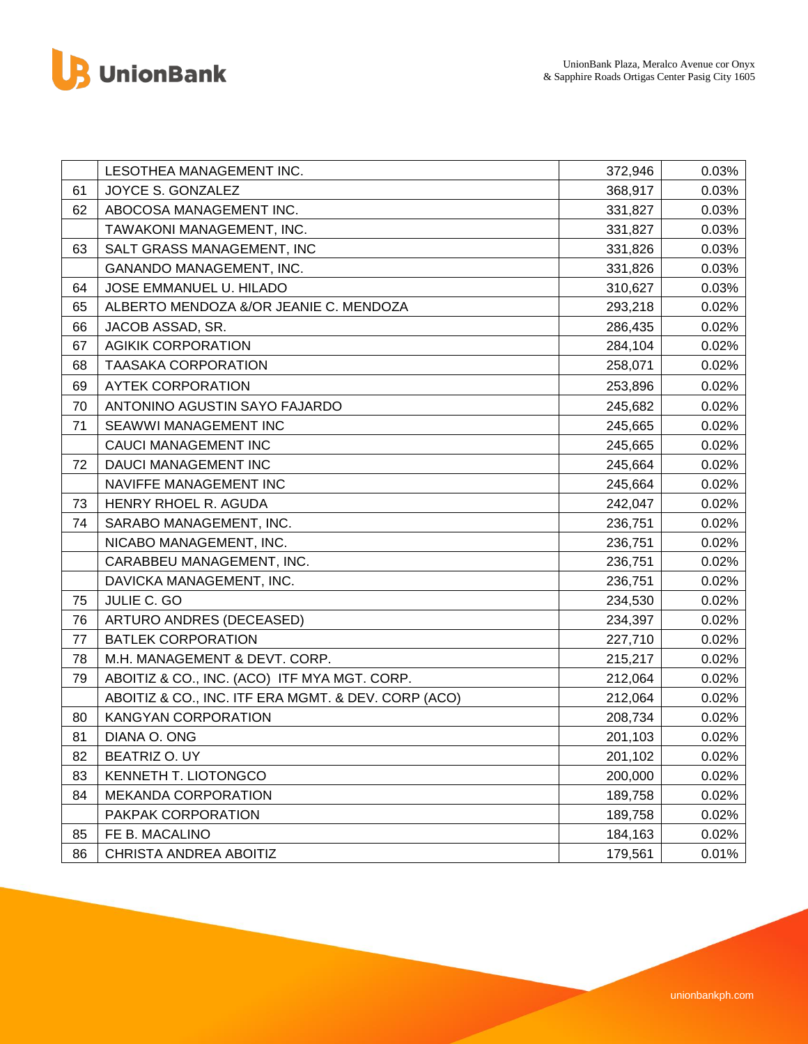| | | | |
|---|---|---|---|
| | LESOTHEA MANAGEMENT INC. | 372,946 | 0.03% |
| 61 | JOYCE S. GONZALEZ | 368,917 | 0.03% |
| 62 | ABOCOSA MANAGEMENT INC. | 331,827 | 0.03% |
| | TAWAKONI MANAGEMENT, INC. | 331,827 | 0.03% |
| 63 | SALT GRASS MANAGEMENT, INC | 331,826 | 0.03% |
| | GANANDO MANAGEMENT, INC. | 331,826 | 0.03% |
| 64 | JOSE EMMANUEL U. HILADO | 310,627 | 0.03% |
| 65 | ALBERTO MENDOZA &/OR JEANIE C. MENDOZA | 293,218 | 0.02% |
| 66 | JACOB ASSAD, SR. | 286,435 | 0.02% |
| 67 | AGIKIK CORPORATION | 284,104 | 0.02% |
| 68 | TAASAKA CORPORATION | 258,071 | 0.02% |
| 69 | AYTEK CORPORATION | 253,896 | 0.02% |
| 70 | ANTONINO AGUSTIN SAYO FAJARDO | 245,682 | 0.02% |
| 71 | SEAWWI MANAGEMENT INC | 245,665 | 0.02% |
| | CAUCI MANAGEMENT INC | 245,665 | 0.02% |
| 72 | DAUCI MANAGEMENT INC | 245,664 | 0.02% |
| | NAVIFFE MANAGEMENT INC | 245,664 | 0.02% |
| 73 | HENRY RHOEL R. AGUDA | 242,047 | 0.02% |
| 74 | SARABO MANAGEMENT, INC. | 236,751 | 0.02% |
| | NICABO MANAGEMENT, INC. | 236,751 | 0.02% |
| | CARABBEU MANAGEMENT, INC. | 236,751 | 0.02% |
| | DAVICKA MANAGEMENT, INC. | 236,751 | 0.02% |
| 75 | JULIE C. GO | 234,530 | 0.02% |
| 76 | ARTURO ANDRES (DECEASED) | 234,397 | 0.02% |
| 77 | BATLEK CORPORATION | 227,710 | 0.02% |
| 78 | M.H. MANAGEMENT & DEVT. CORP. | 215,217 | 0.02% |
| 79 | ABOITIZ & CO., INC. (ACO) ITF MYA MGT. CORP. | 212,064 | 0.02% |
| | ABOITIZ & CO., INC. ITF ERA MGMT. & DEV. CORP (ACO) | 212,064 | 0.02% |
| 80 | KANGYAN CORPORATION | 208,734 | 0.02% |
| 81 | DIANA O. ONG | 201,103 | 0.02% |
| 82 | BEATRIZ O. UY | 201,102 | 0.02% |
| 83 | KENNETH T. LIOTONGCO | 200,000 | 0.02% |
| 84 | MEKANDA CORPORATION | 189,758 | 0.02% |
| | PAKPAK CORPORATION | 189,758 | 0.02% |
| 85 | FE B. MACALINO | 184,163 | 0.02% |
| 86 | CHRISTA ANDREA ABOITIZ | 179,561 | 0.01% |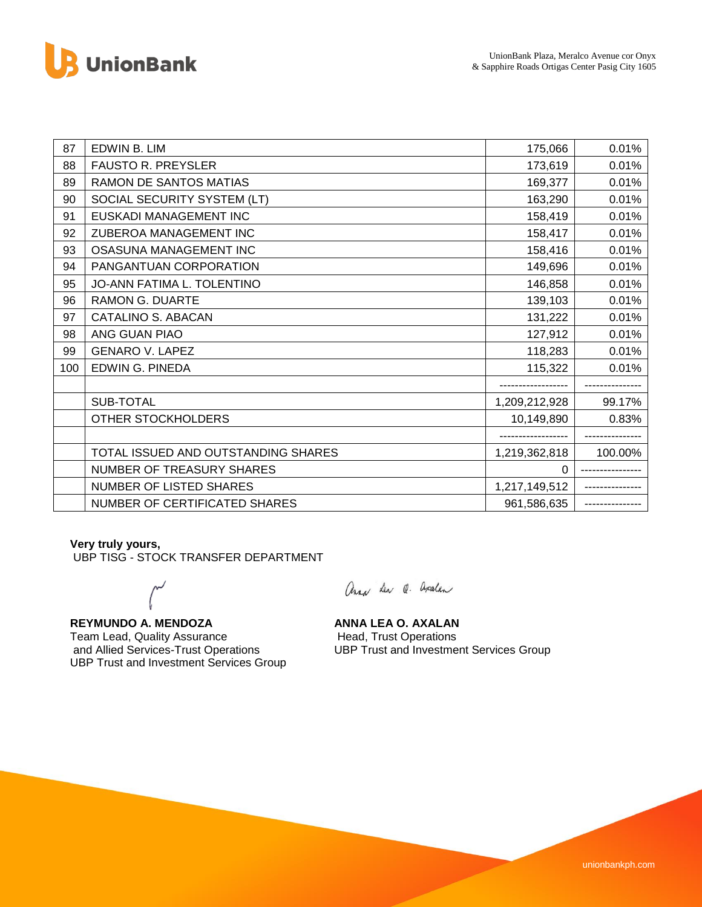| | | | |
|---|---|---|---|
| 87 | EDWIN B. LIM | 175,066 | 0.01% |
| 88 | FAUSTO R. PREYSLER | 173,619 | 0.01% |
| 89 | RAMON DE SANTOS MATIAS | 169,377 | 0.01% |
| 90 | SOCIAL SECURITY SYSTEM (LT) | 163,290 | 0.01% |
| 91 | EUSKADI MANAGEMENT INC | 158,419 | 0.01% |
| 92 | ZUBEROA MANAGEMENT INC | 158,417 | 0.01% |
| 93 | OSASUNA MANAGEMENT INC | 158,416 | 0.01% |
| 94 | PANGANTUAN CORPORATION | 149,696 | 0.01% |
| 95 | JO-ANN FATIMA L. TOLENTINO | 146,858 | 0.01% |
| 96 | RAMON G. DUARTE | 139,103 | 0.01% |
| 97 | CATALINO S. ABACAN | 131,222 | 0.01% |
| 98 | ANG GUAN PIAO | 127,912 | 0.01% |
| 99 | GENARO V. LAPEZ | 118,283 | 0.01% |
| 100 | EDWIN G. PINEDA | 115,322 | 0.01% |
| | | ------------------ | --------------- |
| | SUB-TOTAL | 1,209,212,928 | 99.17% |
| | OTHER STOCKHOLDERS | 10,149,890 | 0.83% |
| | | ------------------ | --------------- |
| | TOTAL ISSUED AND OUTSTANDING SHARES | 1,219,362,818 | 100.00% |
| | NUMBER OF TREASURY SHARES | 0 | ---------------- |
| | NUMBER OF LISTED SHARES | 1,217,149,512 | --------------- |
| | NUMBER OF CERTIFICATED SHARES | 961,586,635 | --------------- |

**Very truly yours,**
UBP TISG - STOCK TRANSFER DEPARTMENT

**REYMUNDO A. MENDOZA**
Team Lead, Quality Assurance
and Allied Services-Trust Operations
UBP Trust and Investment Services Group

**ANNA LEA O. AXALAN**
Head, Trust Operations
UBP Trust and Investment Services Group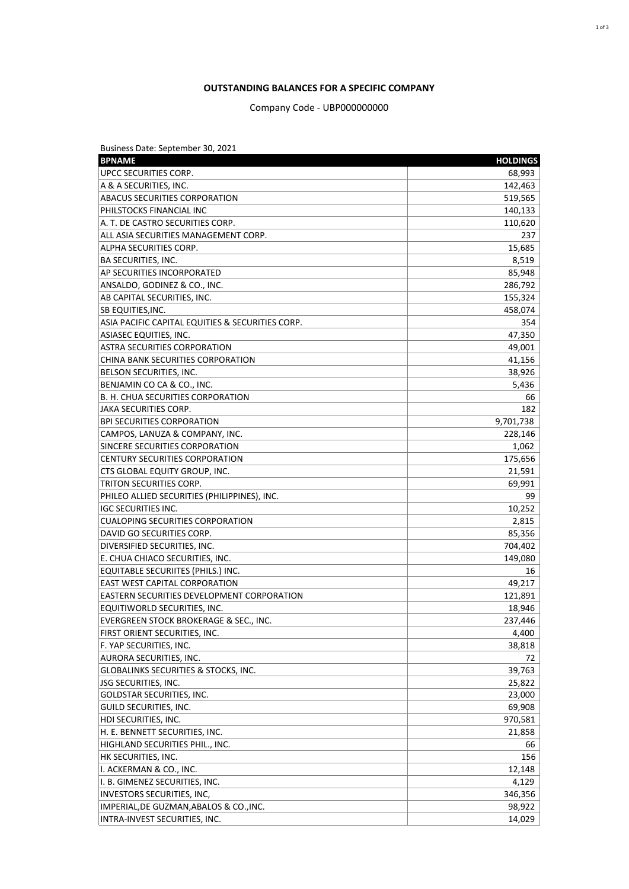**OUTSTANDING BALANCES FOR A SPECIFIC COMPANY**

Company Code - UBP000000000

Business Date: September 30, 2021

| BPNAME | HOLDINGS |
|---|---|
| UPCC SECURITIES CORP. | 68,993 |
| A & A SECURITIES, INC. | 142,463 |
| ABACUS SECURITIES CORPORATION | 519,565 |
| PHILSTOCKS FINANCIAL INC | 140,133 |
| A. T. DE CASTRO SECURITIES CORP. | 110,620 |
| ALL ASIA SECURITIES MANAGEMENT CORP. | 237 |
| ALPHA SECURITIES CORP. | 15,685 |
| BA SECURITIES, INC. | 8,519 |
| AP SECURITIES INCORPORATED | 85,948 |
| ANSALDO, GODINEZ & CO., INC. | 286,792 |
| AB CAPITAL SECURITIES, INC. | 155,324 |
| SB EQUITIES,INC. | 458,074 |
| ASIA PACIFIC CAPITAL EQUITIES & SECURITIES CORP. | 354 |
| ASIASEC EQUITIES, INC. | 47,350 |
| ASTRA SECURITIES CORPORATION | 49,001 |
| CHINA BANK SECURITIES CORPORATION | 41,156 |
| BELSON SECURITIES, INC. | 38,926 |
| BENJAMIN CO CA & CO., INC. | 5,436 |
| B. H. CHUA SECURITIES CORPORATION | 66 |
| JAKA SECURITIES CORP. | 182 |
| BPI SECURITIES CORPORATION | 9,701,738 |
| CAMPOS, LANUZA & COMPANY, INC. | 228,146 |
| SINCERE SECURITIES CORPORATION | 1,062 |
| CENTURY SECURITIES CORPORATION | 175,656 |
| CTS GLOBAL EQUITY GROUP, INC. | 21,591 |
| TRITON SECURITIES CORP. | 69,991 |
| PHILEO ALLIED SECURITIES (PHILIPPINES), INC. | 99 |
| IGC SECURITIES INC. | 10,252 |
| CUALOPING SECURITIES CORPORATION | 2,815 |
| DAVID GO SECURITIES CORP. | 85,356 |
| DIVERSIFIED SECURITIES, INC. | 704,402 |
| E. CHUA CHIACO SECURITIES, INC. | 149,080 |
| EQUITABLE SECURIITES (PHILS.) INC. | 16 |
| EAST WEST CAPITAL CORPORATION | 49,217 |
| EASTERN SECURITIES DEVELOPMENT CORPORATION | 121,891 |
| EQUITIWORLD SECURITIES, INC. | 18,946 |
| EVERGREEN STOCK BROKERAGE & SEC., INC. | 237,446 |
| FIRST ORIENT SECURITIES, INC. | 4,400 |
| F. YAP SECURITIES, INC. | 38,818 |
| AURORA SECURITIES, INC. | 72 |
| GLOBALINKS SECURITIES & STOCKS, INC. | 39,763 |
| JSG SECURITIES, INC. | 25,822 |
| GOLDSTAR SECURITIES, INC. | 23,000 |
| GUILD SECURITIES, INC. | 69,908 |
| HDI SECURITIES, INC. | 970,581 |
| H. E. BENNETT SECURITIES, INC. | 21,858 |
| HIGHLAND SECURITIES PHIL., INC. | 66 |
| HK SECURITIES, INC. | 156 |
| I. ACKERMAN & CO., INC. | 12,148 |
| I. B. GIMENEZ SECURITIES, INC. | 4,129 |
| INVESTORS SECURITIES, INC, | 346,356 |
| IMPERIAL,DE GUZMAN,ABALOS & CO.,INC. | 98,922 |
| INTRA-INVEST SECURITIES, INC. | 14,029 |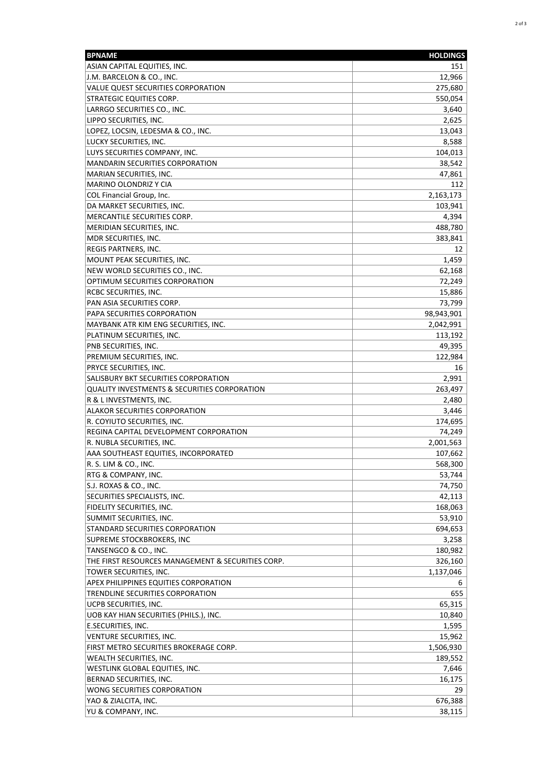| BPNAME | HOLDINGS |
|---|---|
| ASIAN CAPITAL EQUITIES, INC. | 151 |
| J.M. BARCELON & CO., INC. | 12,966 |
| VALUE QUEST SECURITIES CORPORATION | 275,680 |
| STRATEGIC EQUITIES CORP. | 550,054 |
| LARRGO SECURITIES CO., INC. | 3,640 |
| LIPPO SECURITIES, INC. | 2,625 |
| LOPEZ, LOCSIN, LEDESMA & CO., INC. | 13,043 |
| LUCKY SECURITIES, INC. | 8,588 |
| LUYS SECURITIES COMPANY, INC. | 104,013 |
| MANDARIN SECURITIES CORPORATION | 38,542 |
| MARIAN SECURITIES, INC. | 47,861 |
| MARINO OLONDRIZ Y CIA | 112 |
| COL Financial Group, Inc. | 2,163,173 |
| DA MARKET SECURITIES, INC. | 103,941 |
| MERCANTILE SECURITIES CORP. | 4,394 |
| MERIDIAN SECURITIES, INC. | 488,780 |
| MDR SECURITIES, INC. | 383,841 |
| REGIS PARTNERS, INC. | 12 |
| MOUNT PEAK SECURITIES, INC. | 1,459 |
| NEW WORLD SECURITIES CO., INC. | 62,168 |
| OPTIMUM SECURITIES CORPORATION | 72,249 |
| RCBC SECURITIES, INC. | 15,886 |
| PAN ASIA SECURITIES CORP. | 73,799 |
| PAPA SECURITIES CORPORATION | 98,943,901 |
| MAYBANK ATR KIM ENG SECURITIES, INC. | 2,042,991 |
| PLATINUM SECURITIES, INC. | 113,192 |
| PNB SECURITIES, INC. | 49,395 |
| PREMIUM SECURITIES, INC. | 122,984 |
| PRYCE SECURITIES, INC. | 16 |
| SALISBURY BKT SECURITIES CORPORATION | 2,991 |
| QUALITY INVESTMENTS & SECURITIES CORPORATION | 263,497 |
| R & L INVESTMENTS, INC. | 2,480 |
| ALAKOR SECURITIES CORPORATION | 3,446 |
| R. COYIUTO SECURITIES, INC. | 174,695 |
| REGINA CAPITAL DEVELOPMENT CORPORATION | 74,249 |
| R. NUBLA SECURITIES, INC. | 2,001,563 |
| AAA SOUTHEAST EQUITIES, INCORPORATED | 107,662 |
| R. S. LIM & CO., INC. | 568,300 |
| RTG & COMPANY, INC. | 53,744 |
| S.J. ROXAS & CO., INC. | 74,750 |
| SECURITIES SPECIALISTS, INC. | 42,113 |
| FIDELITY SECURITIES, INC. | 168,063 |
| SUMMIT SECURITIES, INC. | 53,910 |
| STANDARD SECURITIES CORPORATION | 694,653 |
| SUPREME STOCKBROKERS, INC | 3,258 |
| TANSENGCO & CO., INC. | 180,982 |
| THE FIRST RESOURCES MANAGEMENT & SECURITIES CORP. | 326,160 |
| TOWER SECURITIES, INC. | 1,137,046 |
| APEX PHILIPPINES EQUITIES CORPORATION | 6 |
| TRENDLINE SECURITIES CORPORATION | 655 |
| UCPB SECURITIES, INC. | 65,315 |
| UOB KAY HIAN SECURITIES (PHILS.), INC. | 10,840 |
| E.SECURITIES, INC. | 1,595 |
| VENTURE SECURITIES, INC. | 15,962 |
| FIRST METRO SECURITIES BROKERAGE CORP. | 1,506,930 |
| WEALTH SECURITIES, INC. | 189,552 |
| WESTLINK GLOBAL EQUITIES, INC. | 7,646 |
| BERNAD SECURITIES, INC. | 16,175 |
| WONG SECURITIES CORPORATION | 29 |
| YAO & ZIALCITA, INC. | 676,388 |
| YU & COMPANY, INC. | 38,115 |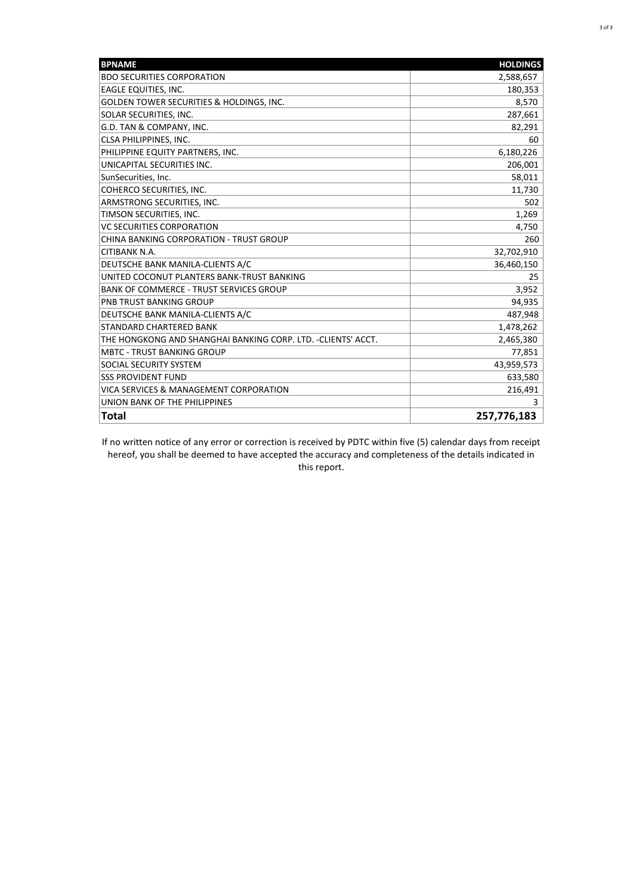| BPNAME | HOLDINGS |
|---|---|
| BDO SECURITIES CORPORATION | 2,588,657 |
| EAGLE EQUITIES, INC. | 180,353 |
| GOLDEN TOWER SECURITIES & HOLDINGS, INC. | 8,570 |
| SOLAR SECURITIES, INC. | 287,661 |
| G.D. TAN & COMPANY, INC. | 82,291 |
| CLSA PHILIPPINES, INC. | 60 |
| PHILIPPINE EQUITY PARTNERS, INC. | 6,180,226 |
| UNICAPITAL SECURITIES INC. | 206,001 |
| SunSecurities, Inc. | 58,011 |
| COHERCO SECURITIES, INC. | 11,730 |
| ARMSTRONG SECURITIES, INC. | 502 |
| TIMSON SECURITIES, INC. | 1,269 |
| VC SECURITIES CORPORATION | 4,750 |
| CHINA BANKING CORPORATION - TRUST GROUP | 260 |
| CITIBANK N.A. | 32,702,910 |
| DEUTSCHE BANK MANILA-CLIENTS A/C | 36,460,150 |
| UNITED COCONUT PLANTERS BANK-TRUST BANKING | 25 |
| BANK OF COMMERCE - TRUST SERVICES GROUP | 3,952 |
| PNB TRUST BANKING GROUP | 94,935 |
| DEUTSCHE BANK MANILA-CLIENTS A/C | 487,948 |
| STANDARD CHARTERED BANK | 1,478,262 |
| THE HONGKONG AND SHANGHAI BANKING CORP. LTD. -CLIENTS' ACCT. | 2,465,380 |
| MBTC - TRUST BANKING GROUP | 77,851 |
| SOCIAL SECURITY SYSTEM | 43,959,573 |
| SSS PROVIDENT FUND | 633,580 |
| VICA SERVICES & MANAGEMENT CORPORATION | 216,491 |
| UNION BANK OF THE PHILIPPINES | 3 |
| **Total** | **257,776,183** |

If no written notice of any error or correction is received by PDTC within five (5) calendar days from receipt hereof, you shall be deemed to have accepted the accuracy and completeness of the details indicated in this report.